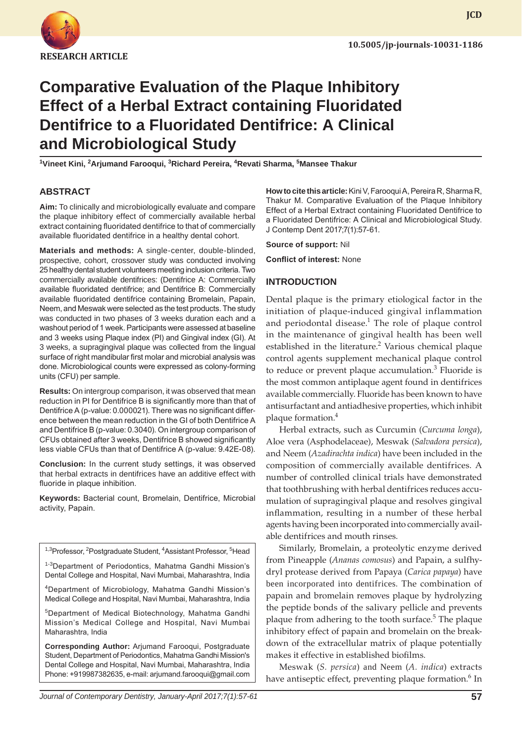RESEARCH ARTICLE

10.5005/jp-journals-10031-1186

# Comparative Evaluation of the Plaque Inhibitory Effect of a Herbal Extract containing Fluoridated Dentifrice to a Fluoridated Dentifrice: A Clinical and Microbiological Study

[1]Vineet Kini, [2]Arjumand Farooqui, [3]Richard Pereira, [4]Revati Sharma, [5]Mansee Thakur

## ABSTRACT

**Aim:** To clinically and microbiologically evaluate and compare the plaque inhibitory effect of commercially available herbal extract containing fluoridated dentifrice to that of commercially available fluoridated dentifrice in a healthy dental cohort.

**Materials and methods:** A single-center, double-blinded, prospective, cohort, crossover study was conducted involving 25 healthy dental student volunteers meeting inclusion criteria. Two commercially available dentifrices: (Dentifrice A: Commercially available fluoridated dentifrice; and Dentifrice B: Commercially available fluoridated dentifrice containing Bromelain, Papain, Neem, and Meswak were selected as the test products. The study was conducted in two phases of 3 weeks duration each and a washout period of 1 week. Participants were assessed at baseline and 3 weeks using Plaque index (PI) and Gingival index (GI). At 3 weeks, a supragingival plaque was collected from the lingual surface of right mandibular first molar and microbial analysis was done. Microbiological counts were expressed as colony-forming units (CFU) per sample.

**Results:** On intergroup comparison, it was observed that mean reduction in PI for Dentifrice B is significantly more than that of Dentifrice A (p-value: 0.000021). There was no significant difference between the mean reduction in the GI of both Dentifrice A and Dentifrice B (p-value: 0.3040). On intergroup comparison of CFUs obtained after 3 weeks, Dentifrice B showed significantly less viable CFUs than that of Dentifrice A (p-value: 9.42E-08).

**Conclusion:** In the current study settings, it was observed that herbal extracts in dentifrices have an additive effect with fluoride in plaque inhibition.

**Keywords:** Bacterial count, Bromelain, Dentifrice, Microbial activity, Papain.

[1-3]Professor, [2]Postgraduate Student, [4]Assistant Professor, [5]Head

[1-3]Department of Periodontics, Mahatma Gandhi Mission's Dental College and Hospital, Navi Mumbai, Maharashtra, India

[4]Department of Microbiology, Mahatma Gandhi Mission's Medical College and Hospital, Navi Mumbai, Maharashtra, India

[5]Department of Medical Biotechnology, Mahatma Gandhi Mission's Medical College and Hospital, Navi Mumbai Maharashtra, India

**Corresponding Author:** Arjumand Farooqui, Postgraduate Student, Department of Periodontics, Mahatma Gandhi Mission's Dental College and Hospital, Navi Mumbai, Maharashtra, India Phone: +919987382635, e-mail: arjumand.farooqui@gmail.com

**How to cite this article:** Kini V, Farooqui A, Pereira R, Sharma R, Thakur M. Comparative Evaluation of the Plaque Inhibitory Effect of a Herbal Extract containing Fluoridated Dentifrice to a Fluoridated Dentifrice: A Clinical and Microbiological Study. J Contemp Dent 2017;7(1):57-61.

**Source of support:** Nil

**Conflict of interest:** None

## INTRODUCTION

Dental plaque is the primary etiological factor in the initiation of plaque-induced gingival inflammation and periodontal disease.[1] The role of plaque control in the maintenance of gingival health has been well established in the literature.[2] Various chemical plaque control agents supplement mechanical plaque control to reduce or prevent plaque accumulation.[3] Fluoride is the most common antiplaque agent found in dentifrices available commercially. Fluoride has been known to have antisurfactant and antiadhesive properties, which inhibit plaque formation.[4]

Herbal extracts, such as Curcumin (*Curcuma longa*), Aloe vera (Asphodelaceae), Meswak (*Salvadora persica*), and Neem (*Azadirachta indica*) have been included in the composition of commercially available dentifrices. A number of controlled clinical trials have demonstrated that toothbrushing with herbal dentifrices reduces accumulation of supragingival plaque and resolves gingival inflammation, resulting in a number of these herbal agents having been incorporated into commercially available dentifrices and mouth rinses.

Similarly, Bromelain, a proteolytic enzyme derived from Pineapple (*Ananas comosus*) and Papain, a sulfhydryl protease derived from Papaya (*Carica papaya*) have been incorporated into dentifrices. The combination of papain and bromelain removes plaque by hydrolyzing the peptide bonds of the salivary pellicle and prevents plaque from adhering to the tooth surface.[5] The plaque inhibitory effect of papain and bromelain on the breakdown of the extracellular matrix of plaque potentially makes it effective in established biofilms.

Meswak (*S. persica*) and Neem (*A. indica*) extracts have antiseptic effect, preventing plaque formation.[6] In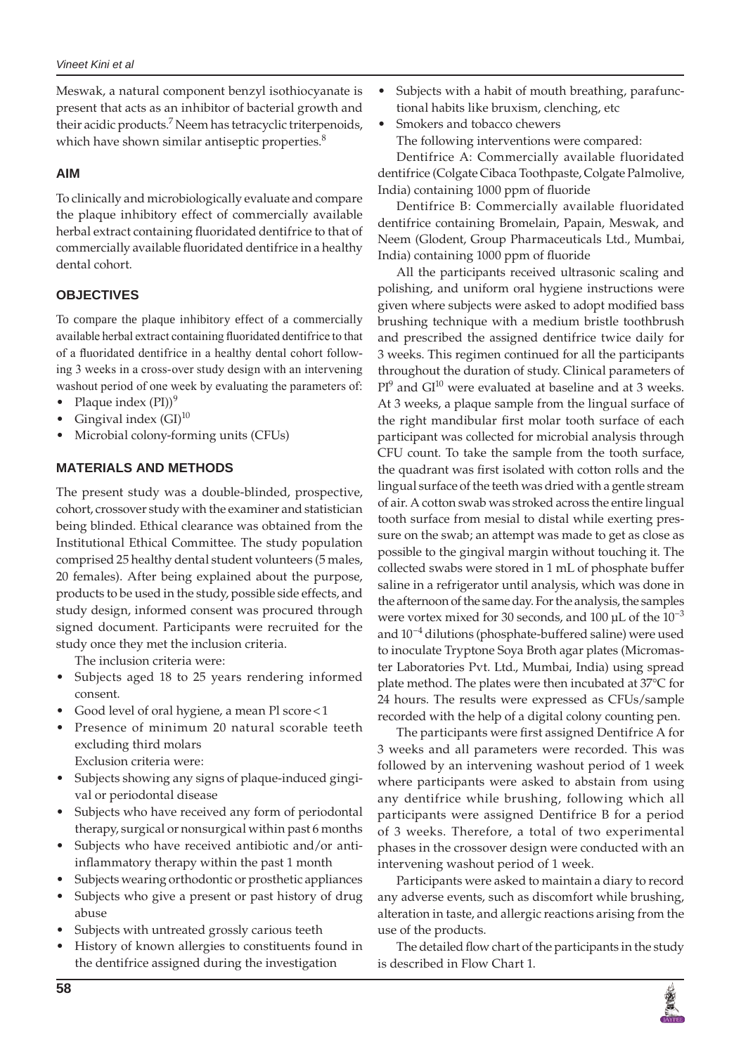Meswak, a natural component benzyl isothiocyanate is present that acts as an inhibitor of bacterial growth and their acidic products.[7] Neem has tetracyclic triterpenoids, which have shown similar antiseptic properties.[8]

## AIM

To clinically and microbiologically evaluate and compare the plaque inhibitory effect of commercially available herbal extract containing fluoridated dentifrice to that of commercially available fluoridated dentifrice in a healthy dental cohort.

## OBJECTIVES

To compare the plaque inhibitory effect of a commercially available herbal extract containing fluoridated dentifrice to that of a fluoridated dentifrice in a healthy dental cohort following 3 weeks in a cross-over study design with an intervening washout period of one week by evaluating the parameters of:

- Plaque index (PI))[9]
- Gingival index (GI)[10]
- Microbial colony-forming units (CFUs)

## MATERIALS AND METHODS

The present study was a double-blinded, prospective, cohort, crossover study with the examiner and statistician being blinded. Ethical clearance was obtained from the Institutional Ethical Committee. The study population comprised 25 healthy dental student volunteers (5 males, 20 females). After being explained about the purpose, products to be used in the study, possible side effects, and study design, informed consent was procured through signed document. Participants were recruited for the study once they met the inclusion criteria.

The inclusion criteria were:

- Subjects aged 18 to 25 years rendering informed consent.
- Good level of oral hygiene, a mean Pl score < 1
- Presence of minimum 20 natural scorable teeth excluding third molars

Exclusion criteria were:

- Subjects showing any signs of plaque-induced gingival or periodontal disease
- Subjects who have received any form of periodontal therapy, surgical or nonsurgical within past 6 months
- Subjects who have received antibiotic and/or anti-inflammatory therapy within the past 1 month
- Subjects wearing orthodontic or prosthetic appliances
- Subjects who give a present or past history of drug abuse
- Subjects with untreated grossly carious teeth
- History of known allergies to constituents found in the dentifrice assigned during the investigation
- Subjects with a habit of mouth breathing, parafunctional habits like bruxism, clenching, etc
- Smokers and tobacco chewers

The following interventions were compared:

Dentifrice A: Commercially available fluoridated dentifrice (Colgate Cibaca Toothpaste, Colgate Palmolive, India) containing 1000 ppm of fluoride

Dentifrice B: Commercially available fluoridated dentifrice containing Bromelain, Papain, Meswak, and Neem (Glodent, Group Pharmaceuticals Ltd., Mumbai, India) containing 1000 ppm of fluoride

All the participants received ultrasonic scaling and polishing, and uniform oral hygiene instructions were given where subjects were asked to adopt modified bass brushing technique with a medium bristle toothbrush and prescribed the assigned dentifrice twice daily for 3 weeks. This regimen continued for all the participants throughout the duration of study. Clinical parameters of PI[9] and GI[10] were evaluated at baseline and at 3 weeks. At 3 weeks, a plaque sample from the lingual surface of the right mandibular first molar tooth surface of each participant was collected for microbial analysis through CFU count. To take the sample from the tooth surface, the quadrant was first isolated with cotton rolls and the lingual surface of the teeth was dried with a gentle stream of air. A cotton swab was stroked across the entire lingual tooth surface from mesial to distal while exerting pressure on the swab; an attempt was made to get as close as possible to the gingival margin without touching it. The collected swabs were stored in 1 mL of phosphate buffer saline in a refrigerator until analysis, which was done in the afternoon of the same day. For the analysis, the samples were vortex mixed for 30 seconds, and 100 µL of the $10^{-3}$ and $10^{-4}$ dilutions (phosphate-buffered saline) were used to inoculate Tryptone Soya Broth agar plates (Micromaster Laboratories Pvt. Ltd., Mumbai, India) using spread plate method. The plates were then incubated at 37°C for 24 hours. The results were expressed as CFUs/sample recorded with the help of a digital colony counting pen.

The participants were first assigned Dentifrice A for 3 weeks and all parameters were recorded. This was followed by an intervening washout period of 1 week where participants were asked to abstain from using any dentifrice while brushing, following which all participants were assigned Dentifrice B for a period of 3 weeks. Therefore, a total of two experimental phases in the crossover design were conducted with an intervening washout period of 1 week.

Participants were asked to maintain a diary to record any adverse events, such as discomfort while brushing, alteration in taste, and allergic reactions arising from the use of the products.

The detailed flow chart of the participants in the study is described in Flow Chart 1.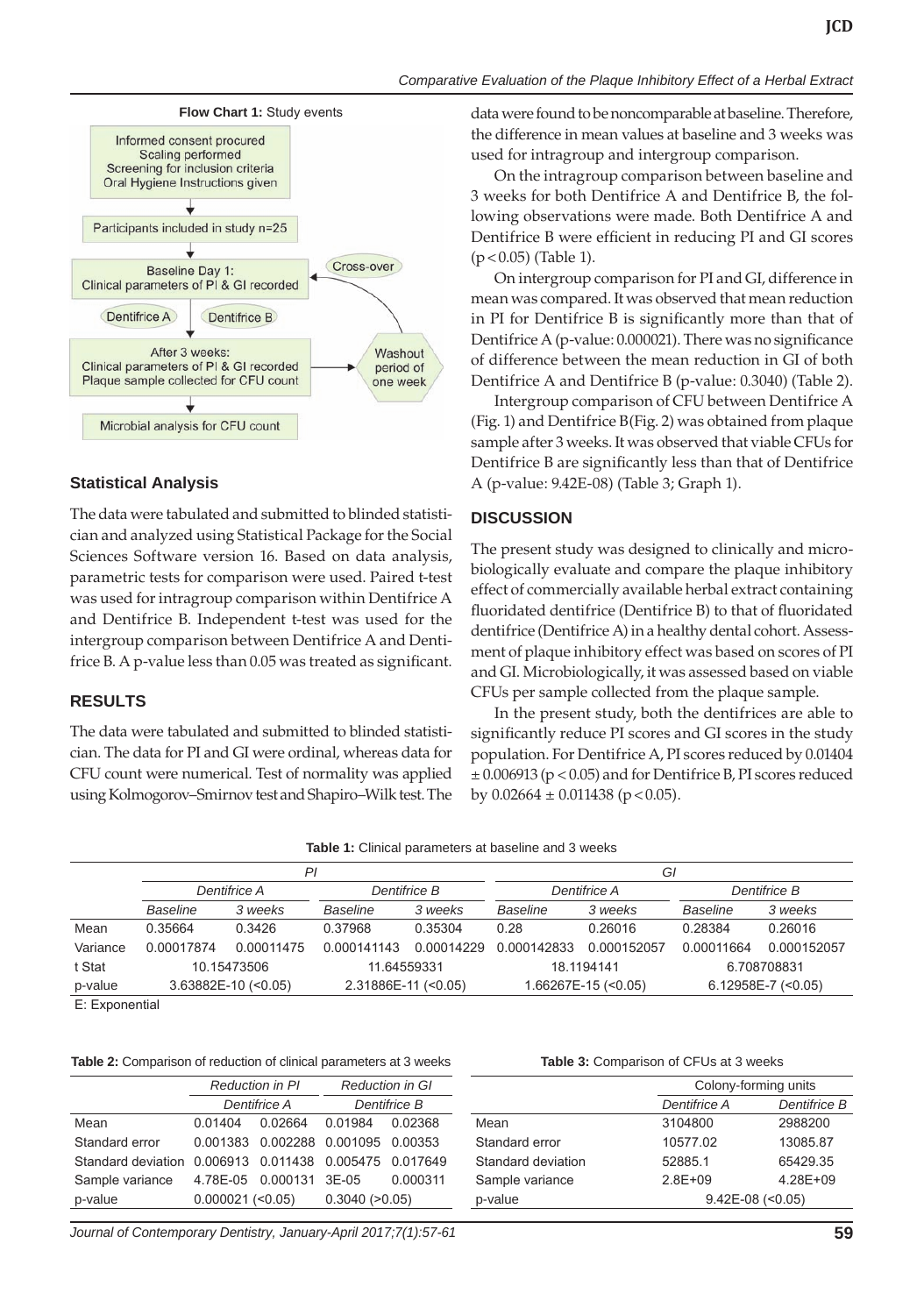**Flow Chart 1:** Study events

Informed consent procured
Scaling performed
Screening for inclusion criteria
Oral Hygiene Instructions given

↓

Participants included in study n=25

↓

Baseline Day 1:
Clinical parameters of PI & GI recorded

Dentifrice A | Dentifrice B

↓

After 3 weeks:
Clinical parameters of PI & GI recorded
Plaque sample collected for CFU count

→ Washout period of one week → Cross-over

↓

Microbial analysis for CFU count

## Statistical Analysis

The data were tabulated and submitted to blinded statistician and analyzed using Statistical Package for the Social Sciences Software version 16. Based on data analysis, parametric tests for comparison were used. Paired t-test was used for intragroup comparison within Dentifrice A and Dentifrice B. Independent t-test was used for the intergroup comparison between Dentifrice A and Dentifrice B. A p-value less than 0.05 was treated as significant.

## RESULTS

The data were tabulated and submitted to blinded statistician. The data for PI and GI were ordinal, whereas data for CFU count were numerical. Test of normality was applied using Kolmogorov–Smirnov test and Shapiro–Wilk test. The data were found to be noncomparable at baseline. Therefore, the difference in mean values at baseline and 3 weeks was used for intragroup and intergroup comparison.

On the intragroup comparison between baseline and 3 weeks for both Dentifrice A and Dentifrice B, the following observations were made. Both Dentifrice A and Dentifrice B were efficient in reducing PI and GI scores ($p < 0.05$) (Table 1).

On intergroup comparison for PI and GI, difference in mean was compared. It was observed that mean reduction in PI for Dentifrice B is significantly more than that of Dentifrice A (p-value: 0.000021). There was no significance of difference between the mean reduction in GI of both Dentifrice A and Dentifrice B (p-value: 0.3040) (Table 2).

Intergroup comparison of CFU between Dentifrice A (Fig. 1) and Dentifrice B (Fig. 2) was obtained from plaque sample after 3 weeks. It was observed that viable CFUs for Dentifrice B are significantly less than that of Dentifrice A (p-value: 9.42E-08) (Table 3; Graph 1).

## DISCUSSION

The present study was designed to clinically and microbiologically evaluate and compare the plaque inhibitory effect of commercially available herbal extract containing fluoridated dentifrice (Dentifrice B) to that of fluoridated dentifrice (Dentifrice A) in a healthy dental cohort. Assessment of plaque inhibitory effect was based on scores of PI and GI. Microbiologically, it was assessed based on viable CFUs per sample collected from the plaque sample.

In the present study, both the dentifrices are able to significantly reduce PI scores and GI scores in the study population. For Dentifrice A, PI scores reduced by $0.01404 \pm 0.006913$ ($p < 0.05$) and for Dentifrice B, PI scores reduced by $0.02664 \pm 0.011438$ ($p < 0.05$).

**Table 1:** Clinical parameters at baseline and 3 weeks

| | *PI* | | | | *GI* | | | |
|---|---|---|---|---|---|---|---|---|
| | *Dentifrice A* | | *Dentifrice B* | | *Dentifrice A* | | *Dentifrice B* | |
| | *Baseline* | *3 weeks* | *Baseline* | *3 weeks* | *Baseline* | *3 weeks* | *Baseline* | *3 weeks* |
| Mean | 0.35664 | 0.3426 | 0.37968 | 0.35304 | 0.28 | 0.26016 | 0.28384 | 0.26016 |
| Variance | 0.00017874 | 0.00011475 | 0.000141143 | 0.00014229 | 0.000142833 | 0.000152057 | 0.00011664 | 0.000152057 |
| t Stat | 10.15473506 | | 11.64559331 | | 18.1194141 | | 6.708708831 | |
| p-value | 3.63882E-10 (<0.05) | | 2.31886E-11 (<0.05) | | 1.66267E-15 (<0.05) | | 6.12958E-7 (<0.05) | |

E: Exponential

**Table 2:** Comparison of reduction of clinical parameters at 3 weeks

| | *Reduction in PI* | | *Reduction in GI* | |
|---|---|---|---|---|
| | *Dentifrice A* | | *Dentifrice B* | |
| Mean | 0.01404 | 0.02664 | 0.01984 | 0.02368 |
| Standard error | 0.001383 | 0.002288 | 0.001095 | 0.00353 |
| Standard deviation | 0.006913 | 0.011438 | 0.005475 | 0.017649 |
| Sample variance | 4.78E-05 | 0.000131 | 3E-05 | 0.000311 |
| p-value | 0.000021 (<0.05) | | 0.3040 (>0.05) | |

**Table 3:** Comparison of CFUs at 3 weeks

| | Colony-forming units | |
|---|---|---|
| | *Dentifrice A* | *Dentifrice B* |
| Mean | 3104800 | 2988200 |
| Standard error | 10577.02 | 13085.87 |
| Standard deviation | 52885.1 | 65429.35 |
| Sample variance | 2.8E+09 | 4.28E+09 |
| p-value | 9.42E-08 (<0.05) | |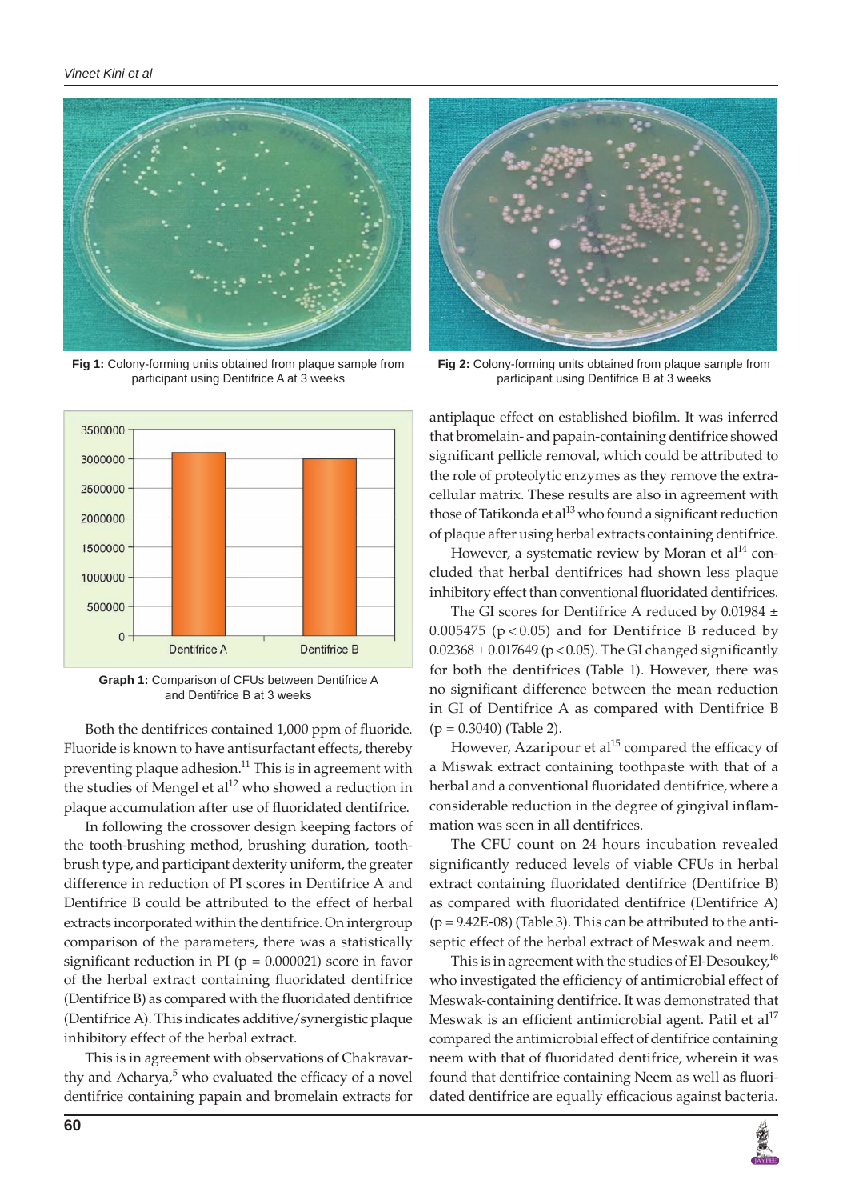Fig 1: Colony-forming units obtained from plaque sample from participant using Dentifrice A at 3 weeks

Fig 2: Colony-forming units obtained from plaque sample from participant using Dentifrice B at 3 weeks

Graph 1: Comparison of CFUs between Dentifrice A and Dentifrice B at 3 weeks

Both the dentifrices contained 1,000 ppm of fluoride. Fluoride is known to have antisurfactant effects, thereby preventing plaque adhesion.[11] This is in agreement with the studies of Mengel et al[12] who showed a reduction in plaque accumulation after use of fluoridated dentifrice.

In following the crossover design keeping factors of the tooth-brushing method, brushing duration, toothbrush type, and participant dexterity uniform, the greater difference in reduction of PI scores in Dentifrice A and Dentifrice B could be attributed to the effect of herbal extracts incorporated within the dentifrice. On intergroup comparison of the parameters, there was a statistically significant reduction in PI ($p = 0.000021$) score in favor of the herbal extract containing fluoridated dentifrice (Dentifrice B) as compared with the fluoridated dentifrice (Dentifrice A). This indicates additive/synergistic plaque inhibitory effect of the herbal extract.

This is in agreement with observations of Chakravarthy and Acharya,[5] who evaluated the efficacy of a novel dentifrice containing papain and bromelain extracts for antiplaque effect on established biofilm. It was inferred that bromelain- and papain-containing dentifrice showed significant pellicle removal, which could be attributed to the role of proteolytic enzymes as they remove the extracellular matrix. These results are also in agreement with those of Tatikonda et al[13] who found a significant reduction of plaque after using herbal extracts containing dentifrice.

However, a systematic review by Moran et al[14] concluded that herbal dentifrices had shown less plaque inhibitory effect than conventional fluoridated dentifrices.

The GI scores for Dentifrice A reduced by $0.01984 \pm 0.005475$ ($p < 0.05$) and for Dentifrice B reduced by $0.02368 \pm 0.017649$ ($p < 0.05$). The GI changed significantly for both the dentifrices (Table 1). However, there was no significant difference between the mean reduction in GI of Dentifrice A as compared with Dentifrice B ($p = 0.3040$) (Table 2).

However, Azaripour et al[15] compared the efficacy of a Miswak extract containing toothpaste with that of a herbal and a conventional fluoridated dentifrice, where a considerable reduction in the degree of gingival inflammation was seen in all dentifrices.

The CFU count on 24 hours incubation revealed significantly reduced levels of viable CFUs in herbal extract containing fluoridated dentifrice (Dentifrice B) as compared with fluoridated dentifrice (Dentifrice A) ($p = 9.42E\text{-}08$) (Table 3). This can be attributed to the antiseptic effect of the herbal extract of Meswak and neem.

This is in agreement with the studies of El-Desoukey,[16] who investigated the efficiency of antimicrobial effect of Meswak-containing dentifrice. It was demonstrated that Meswak is an efficient antimicrobial agent. Patil et al[17] compared the antimicrobial effect of dentifrice containing neem with that of fluoridated dentifrice, wherein it was found that dentifrice containing Neem as well as fluoridated dentifrice are equally efficacious against bacteria.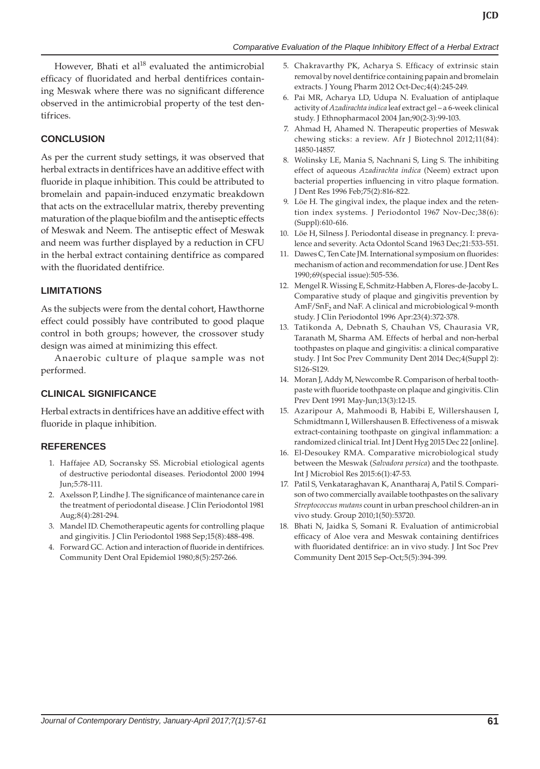However, Bhati et al[18] evaluated the antimicrobial efficacy of fluoridated and herbal dentifrices containing Meswak where there was no significant difference observed in the antimicrobial property of the test dentifrices.

## CONCLUSION

As per the current study settings, it was observed that herbal extracts in dentifrices have an additive effect with fluoride in plaque inhibition. This could be attributed to bromelain and papain-induced enzymatic breakdown that acts on the extracellular matrix, thereby preventing maturation of the plaque biofilm and the antiseptic effects of Meswak and Neem. The antiseptic effect of Meswak and neem was further displayed by a reduction in CFU in the herbal extract containing dentifrice as compared with the fluoridated dentifrice.

## LIMITATIONS

As the subjects were from the dental cohort, Hawthorne effect could possibly have contributed to good plaque control in both groups; however, the crossover study design was aimed at minimizing this effect.

Anaerobic culture of plaque sample was not performed.

## CLINICAL SIGNIFICANCE

Herbal extracts in dentifrices have an additive effect with fluoride in plaque inhibition.

## REFERENCES

1. Haffajee AD, Socransky SS. Microbial etiological agents of destructive periodontal diseases. Periodontol 2000 1994 Jun;5:78-111.
2. Axelsson P, Lindhe J. The significance of maintenance care in the treatment of periodontal disease. J Clin Periodontol 1981 Aug;8(4):281-294.
3. Mandel ID. Chemotherapeutic agents for controlling plaque and gingivitis. J Clin Periodontol 1988 Sep;15(8):488-498.
4. Forward GC. Action and interaction of fluoride in dentifrices. Community Dent Oral Epidemiol 1980;8(5):257-266.
5. Chakravarthy PK, Acharya S. Efficacy of extrinsic stain removal by novel dentifrice containing papain and bromelain extracts. J Young Pharm 2012 Oct-Dec;4(4):245-249.
6. Pai MR, Acharya LD, Udupa N. Evaluation of antiplaque activity of *Azadirachta indica* leaf extract gel – a 6-week clinical study. J Ethnopharmacol 2004 Jan;90(2-3):99-103.
7. Ahmad H, Ahamed N. Therapeutic properties of Meswak chewing sticks: a review. Afr J Biotechnol 2012;11(84):14850-14857.
8. Wolinsky LE, Mania S, Nachnani S, Ling S. The inhibiting effect of aqueous *Azadirachta indica* (Neem) extract upon bacterial properties influencing in vitro plaque formation. J Dent Res 1996 Feb;75(2):816-822.
9. Löe H. The gingival index, the plaque index and the retention index systems. J Periodontol 1967 Nov-Dec;38(6):(Suppl):610-616.
10. Löe H, Silness J. Periodontal disease in pregnancy. I: prevalence and severity. Acta Odontol Scand 1963 Dec;21:533-551.
11. Dawes C, Ten Cate JM. International symposium on fluorides: mechanism of action and recommendation for use. J Dent Res 1990;69(special issue):505-536.
12. Mengel R. Wissing E, Schmitz-Habben A, Flores-de-Jacoby L. Comparative study of plaque and gingivitis prevention by $AmF/SnF_2$ and NaF. A clinical and microbiological 9-month study. J Clin Periodontol 1996 Apr:23(4):372-378.
13. Tatikonda A, Debnath S, Chauhan VS, Chaurasia VR, Taranath M, Sharma AM. Effects of herbal and non-herbal toothpastes on plaque and gingivitis: a clinical comparative study. J Int Soc Prev Community Dent 2014 Dec;4(Suppl 2):S126-S129.
14. Moran J, Addy M, Newcombe R. Comparison of herbal toothpaste with fluoride toothpaste on plaque and gingivitis. Clin Prev Dent 1991 May-Jun;13(3):12-15.
15. Azaripour A, Mahmoodi B, Habibi E, Willershausen I, Schmidtmann I, Willershausen B. Effectiveness of a miswak extract-containing toothpaste on gingival inflammation: a randomized clinical trial. Int J Dent Hyg 2015 Dec 22 [online].
16. El-Desoukey RMA. Comparative microbiological study between the Meswak (*Salvadora persica*) and the toothpaste. Int J Microbiol Res 2015:6(1):47-53.
17. Patil S, Venkataraghavan K, Anantharaj A, Patil S. Comparison of two commercially available toothpastes on the salivary *Streptococcus mutans* count in urban preschool children-an in vivo study. Group 2010;1(50):53720.
18. Bhati N, Jaidka S, Somani R. Evaluation of antimicrobial efficacy of Aloe vera and Meswak containing dentifrices with fluoridated dentifrice: an in vivo study. J Int Soc Prev Community Dent 2015 Sep-Oct;5(5):394-399.